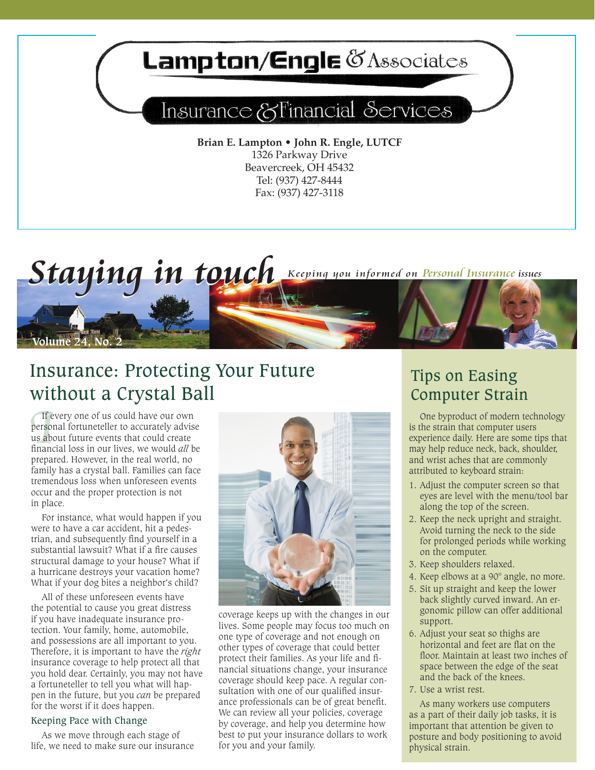# Lampton/Engle & Associates

## Insurance & Financial Services

**Brian E. Lampton • John R. Engle, LUTCF**
1326 Parkway Drive
Beavercreek, OH 45432
Tel: (937) 427-8444
Fax: (937) 427-3118

# Staying in touch

*Keeping you informed on Personal Insurance issues*

Volume 24, No. 2

## Insurance: Protecting Your Future without a Crystal Ball

If every one of us could have our own personal fortuneteller to accurately advise us about future events that could create financial loss in our lives, we would *all* be prepared. However, in the real world, no family has a crystal ball. Families can face tremendous loss when unforeseen events occur and the proper protection is not in place.

For instance, what would happen if you were to have a car accident, hit a pedestrian, and subsequently find yourself in a substantial lawsuit? What if a fire causes structural damage to your house? What if a hurricane destroys your vacation home? What if your dog bites a neighbor's child?

All of these unforeseen events have the potential to cause you great distress if you have inadequate insurance protection. Your family, home, automobile, and possessions are all important to you. Therefore, it is important to have the *right* insurance coverage to help protect all that you hold dear. Certainly, you may not have a fortuneteller to tell you what will happen in the future, but you *can* be prepared for the worst if it does happen.

### Keeping Pace with Change

As we move through each stage of life, we need to make sure our insurance coverage keeps up with the changes in our lives. Some people may focus too much on one type of coverage and not enough on other types of coverage that could better protect their families. As your life and financial situations change, your insurance coverage should keep pace. A regular consultation with one of our qualified insurance professionals can be of great benefit. We can review all your policies, coverage by coverage, and help you determine how best to put your insurance dollars to work for you and your family.

## Tips on Easing Computer Strain

One byproduct of modern technology is the strain that computer users experience daily. Here are some tips that may help reduce neck, back, shoulder, and wrist aches that are commonly attributed to keyboard strain:

1. Adjust the computer screen so that eyes are level with the menu/tool bar along the top of the screen.
2. Keep the neck upright and straight. Avoid turning the neck to the side for prolonged periods while working on the computer.
3. Keep shoulders relaxed.
4. Keep elbows at a 90° angle, no more.
5. Sit up straight and keep the lower back slightly curved inward. An ergonomic pillow can offer additional support.
6. Adjust your seat so thighs are horizontal and feet are flat on the floor. Maintain at least two inches of space between the edge of the seat and the back of the knees.
7. Use a wrist rest.

As many workers use computers as a part of their daily job tasks, it is important that attention be given to posture and body positioning to avoid physical strain.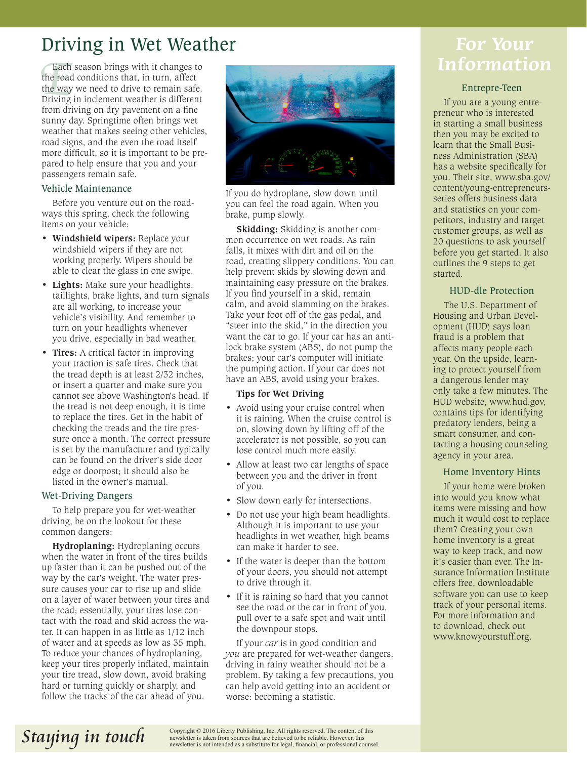# Driving in Wet Weather

Each season brings with it changes to the road conditions that, in turn, affect the way we need to drive to remain safe. Driving in inclement weather is different from driving on dry pavement on a fine sunny day. Springtime often brings wet weather that makes seeing other vehicles, road signs, and the even the road itself more difficult, so it is important to be prepared to help ensure that you and your passengers remain safe.

## Vehicle Maintenance

Before you venture out on the roadways this spring, check the following items on your vehicle:

- **Windshield wipers:** Replace your windshield wipers if they are not working properly. Wipers should be able to clear the glass in one swipe.
- **Lights:** Make sure your headlights, taillights, brake lights, and turn signals are all working, to increase your vehicle's visibility. And remember to turn on your headlights whenever you drive, especially in bad weather.
- **Tires:** A critical factor in improving your traction is safe tires. Check that the tread depth is at least 2/32 inches, or insert a quarter and make sure you cannot see above Washington's head. If the tread is not deep enough, it is time to replace the tires. Get in the habit of checking the treads and the tire pressure once a month. The correct pressure is set by the manufacturer and typically can be found on the driver's side door edge or doorpost; it should also be listed in the owner's manual.

## Wet-Driving Dangers

To help prepare you for wet-weather driving, be on the lookout for these common dangers:

**Hydroplaning:** Hydroplaning occurs when the water in front of the tires builds up faster than it can be pushed out of the way by the car's weight. The water pressure causes your car to rise up and slide on a layer of water between your tires and the road; essentially, your tires lose contact with the road and skid across the water. It can happen in as little as 1/12 inch of water and at speeds as low as 35 mph. To reduce your chances of hydroplaning, keep your tires properly inflated, maintain your tire tread, slow down, avoid braking hard or turning quickly or sharply, and follow the tracks of the car ahead of you. If you do hydroplane, slow down until you can feel the road again. When you brake, pump slowly.

**Skidding:** Skidding is another common occurrence on wet roads. As rain falls, it mixes with dirt and oil on the road, creating slippery conditions. You can help prevent skids by slowing down and maintaining easy pressure on the brakes. If you find yourself in a skid, remain calm, and avoid slamming on the brakes. Take your foot off of the gas pedal, and "steer into the skid," in the direction you want the car to go. If your car has an antilock brake system (ABS), do not pump the brakes; your car's computer will initiate the pumping action. If your car does not have an ABS, avoid using your brakes.

### Tips for Wet Driving

- Avoid using your cruise control when it is raining. When the cruise control is on, slowing down by lifting off of the accelerator is not possible, so you can lose control much more easily.
- Allow at least two car lengths of space between you and the driver in front of you.
- Slow down early for intersections.
- Do not use your high beam headlights. Although it is important to use your headlights in wet weather, high beams can make it harder to see.
- If the water is deeper than the bottom of your doors, you should not attempt to drive through it.
- If it is raining so hard that you cannot see the road or the car in front of you, pull over to a safe spot and wait until the downpour stops.

If your *car* is in good condition and *you* are prepared for wet-weather dangers, driving in rainy weather should not be a problem. By taking a few precautions, you can help avoid getting into an accident or worse: becoming a statistic.

# For Your Information

## Entrepre-Teen

If you are a young entrepreneur who is interested in starting a small business then you may be excited to learn that the Small Business Administration (SBA) has a website specifically for you. Their site, www.sba.gov/content/young-entrepreneurs-series offers business data and statistics on your competitors, industry and target customer groups, as well as 20 questions to ask yourself before you get started. It also outlines the 9 steps to get started.

## HUD-dle Protection

The U.S. Department of Housing and Urban Development (HUD) says loan fraud is a problem that affects many people each year. On the upside, learning to protect yourself from a dangerous lender may only take a few minutes. The HUD website, www.hud.gov, contains tips for identifying predatory lenders, being a smart consumer, and contacting a housing counseling agency in your area.

## Home Inventory Hints

If your home were broken into would you know what items were missing and how much it would cost to replace them? Creating your own home inventory is a great way to keep track, and now it's easier than ever. The Insurance Information Institute offers free, downloadable software you can use to keep track of your personal items. For more information and to download, check out www.knowyourstuff.org.

*Staying in touch*

Copyright © 2016 Liberty Publishing, Inc. All rights reserved. The content of this newsletter is taken from sources that are believed to be reliable. However, this newsletter is not intended as a substitute for legal, financial, or professional counsel.